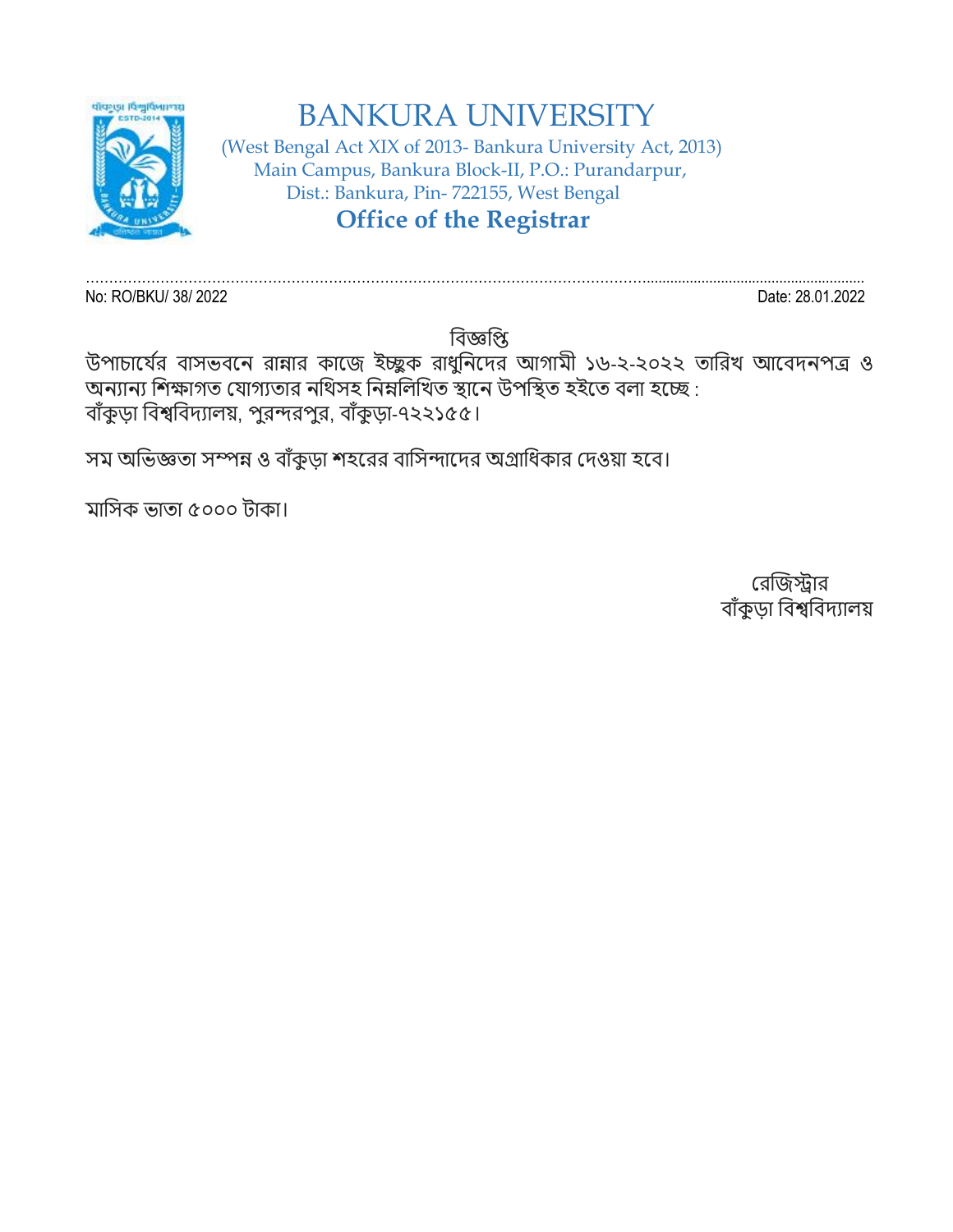# BANKURA UNIVERSITY

(West Bengal Act XIX of 2013- Bankura University Act, 2013)
Main Campus, Bankura Block-II, P.O.: Purandarpur,
Dist.: Bankura, Pin- 722155, West Bengal

## Office of the Registrar

No: RO/BKU/ 38/ 2022 Date: 28.01.2022

### বিজ্ঞপ্তি

উপাচার্যের বাসভবনে রান্নার কাজে ইচ্ছুক রাধুনিদের আগামী ১৬-২-২০২২ তারিখ আবেদনপত্র ও অন্যান্য শিক্ষাগত যোগ্যতার নথিসহ নিম্নলিখিত স্থানে উপস্থিত হইতে বলা হচ্ছে :
বাঁকুড়া বিশ্ববিদ্যালয়, পুরন্দরপুর, বাঁকুড়া-৭২২১৫৫।

সম অভিজ্ঞতা সম্পন্ন ও বাঁকুড়া শহরের বাসিন্দাদের অগ্রাধিকার দেওয়া হবে।

মাসিক ভাতা ৫০০০ টাকা।

রেজিস্ট্রার
বাঁকুড়া বিশ্ববিদ্যালয়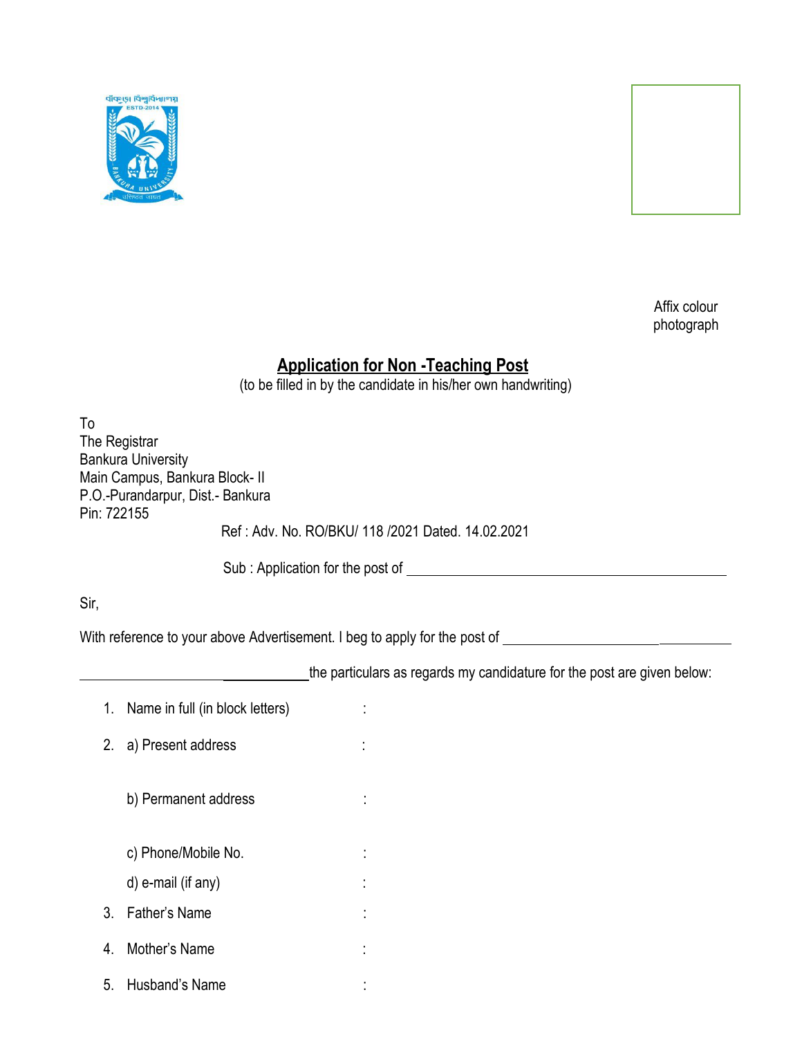Affix colour photograph

# Application for Non -Teaching Post

(to be filled in by the candidate in his/her own handwriting)

To
The Registrar
Bankura University
Main Campus, Bankura Block- II
P.O.-Purandarpur, Dist.- Bankura
Pin: 722155

Ref : Adv. No. RO/BKU/ 118 /2021 Dated. 14.02.2021

Sub : Application for the post of ____________________________________

Sir,

With reference to your above Advertisement. I beg to apply for the post of ______________________________ ______________________________ the particulars as regards my candidature for the post are given below:

1. Name in full (in block letters) :
2. a) Present address :

   b) Permanent address :

   c) Phone/Mobile No. :

   d) e-mail (if any) :
3. Father's Name :
4. Mother's Name :
5. Husband's Name :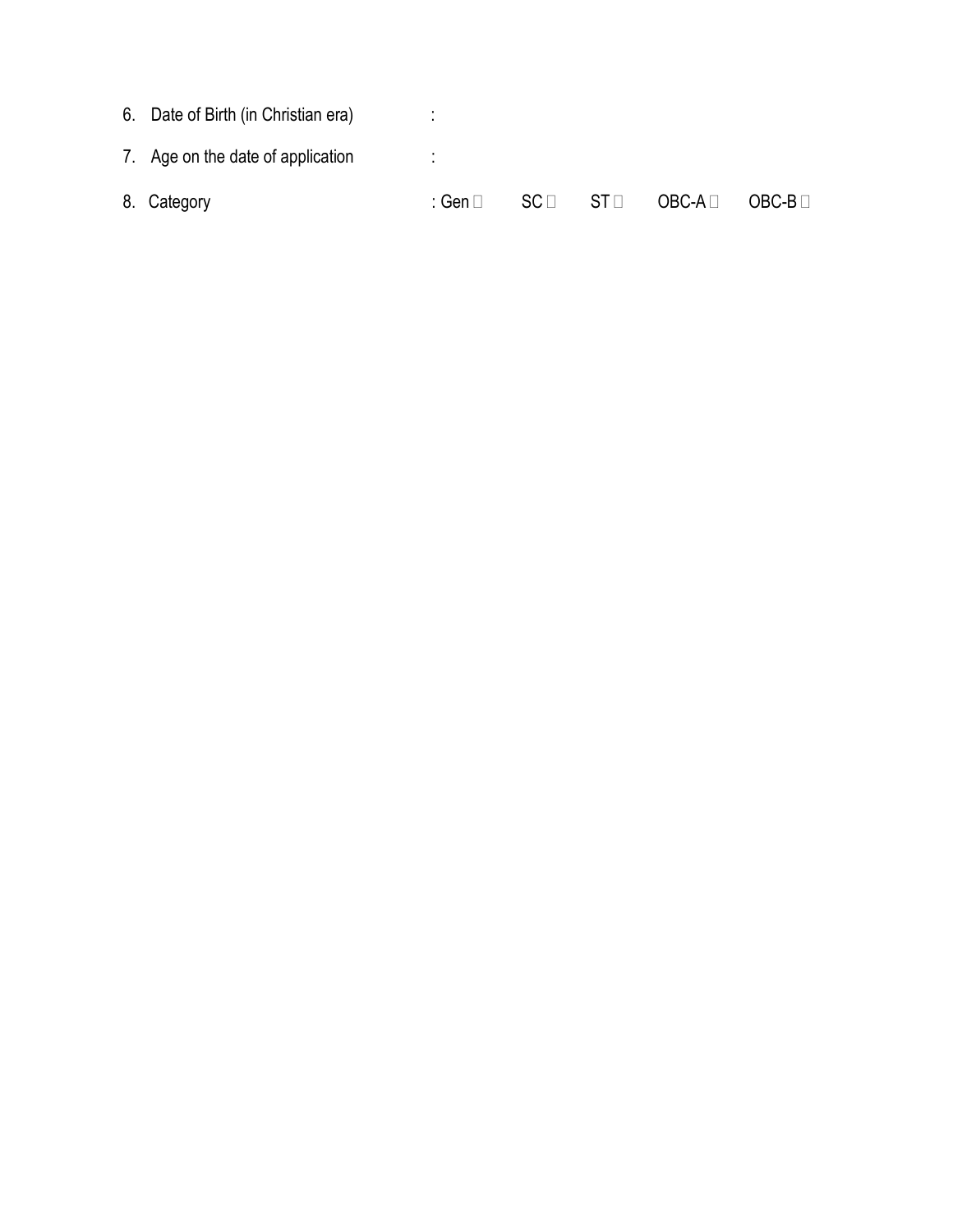6. Date of Birth (in Christian era) :

7. Age on the date of application :

8. Category : Gen ☐ SC ☐ ST ☐ OBC-A ☐ OBC-B ☐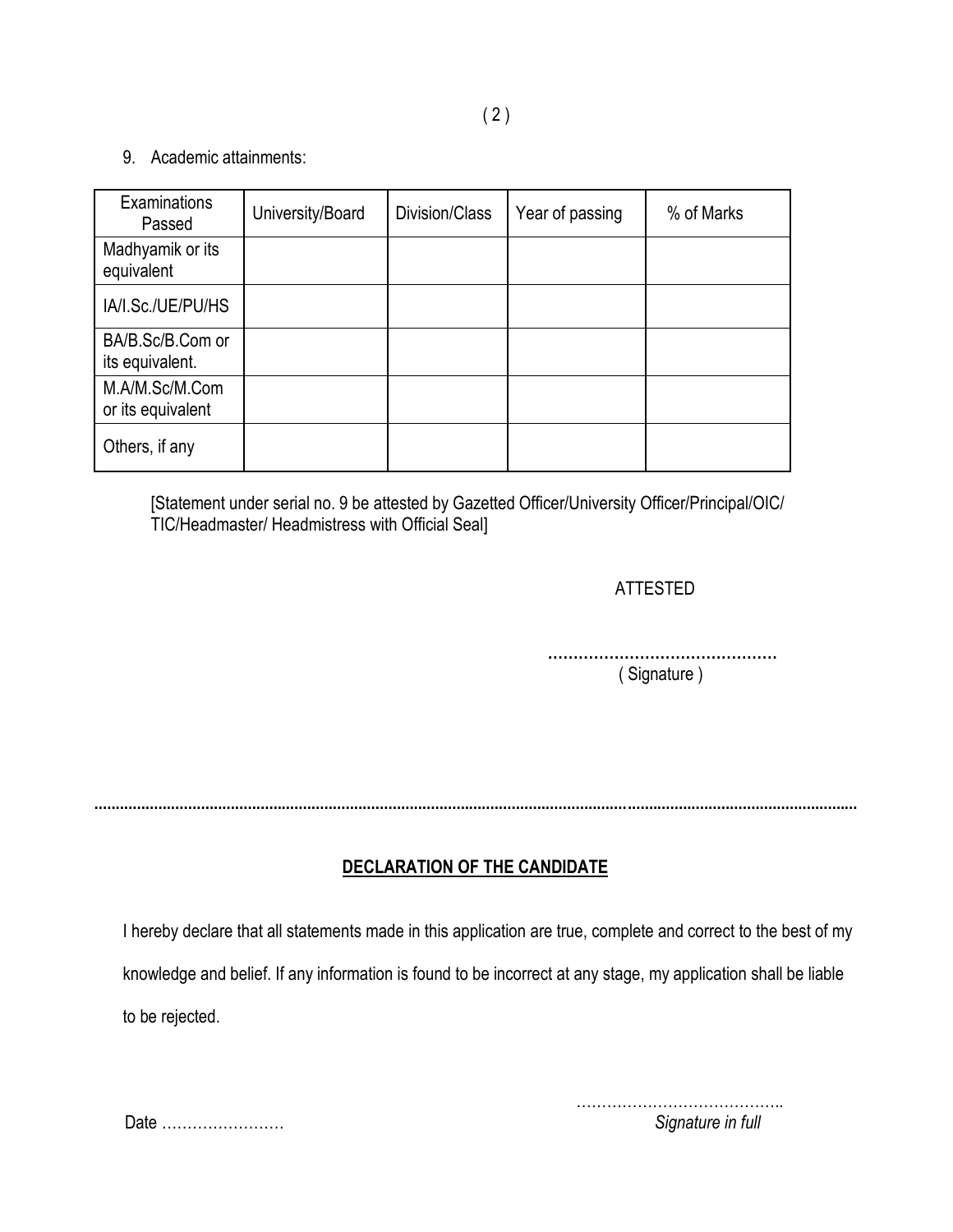9. Academic attainments:

| Examinations Passed | University/Board | Division/Class | Year of passing | % of Marks |
|---|---|---|---|---|
| Madhyamik or its equivalent | | | | |
| IA/I.Sc./UE/PU/HS | | | | |
| BA/B.Sc/B.Com or its equivalent. | | | | |
| M.A/M.Sc/M.Com or its equivalent | | | | |
| Others, if any | | | | |

[Statement under serial no. 9 be attested by Gazetted Officer/University Officer/Principal/OIC/ TIC/Headmaster/ Headmistress with Official Seal]

ATTESTED

.............................................
( Signature )

.............................................................................................................................................................................

## DECLARATION OF THE CANDIDATE

I hereby declare that all statements made in this application are true, complete and correct to the best of my knowledge and belief. If any information is found to be incorrect at any stage, my application shall be liable to be rejected.

Date ……………………

……………………………………..
*Signature in full*